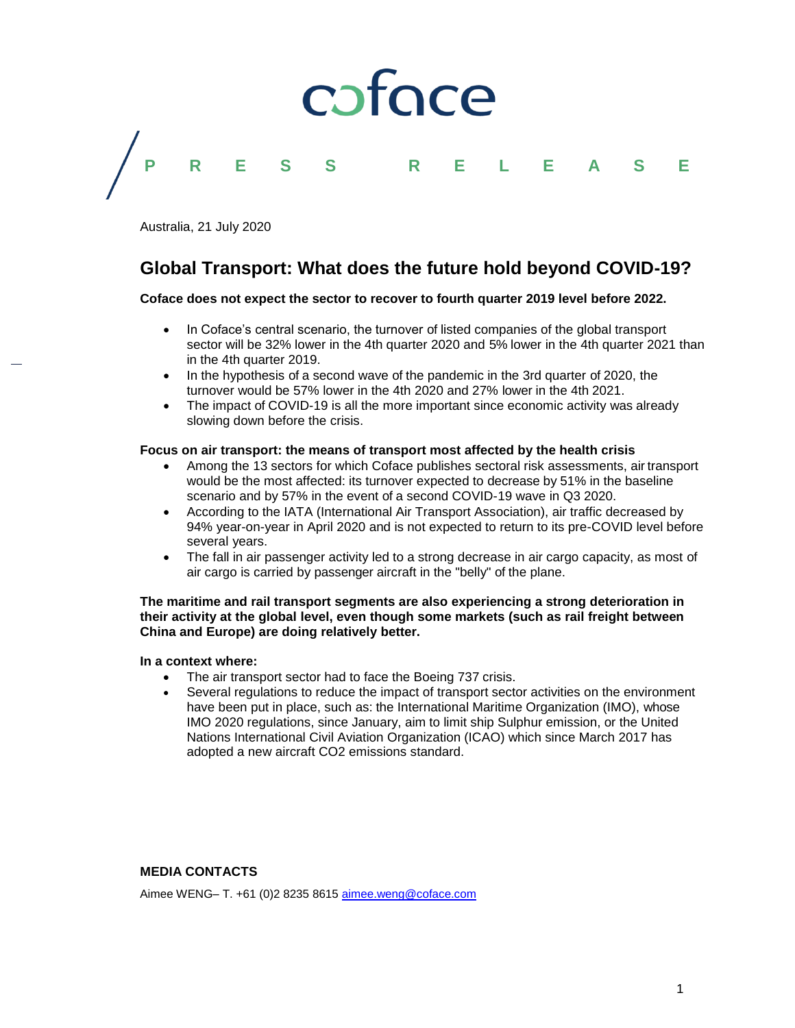coface

**PRESS RELEASE**

Australia, 21 July 2020

# Global Transport: What does the future hold beyond COVID-19?

**Coface does not expect the sector to recover to fourth quarter 2019 level before 2022.**

- In Coface's central scenario, the turnover of listed companies of the global transport sector will be 32% lower in the 4th quarter 2020 and 5% lower in the 4th quarter 2021 than in the 4th quarter 2019.
- In the hypothesis of a second wave of the pandemic in the 3rd quarter of 2020, the turnover would be 57% lower in the 4th 2020 and 27% lower in the 4th 2021.
- The impact of COVID-19 is all the more important since economic activity was already slowing down before the crisis.

**Focus on air transport: the means of transport most affected by the health crisis**

- Among the 13 sectors for which Coface publishes sectoral risk assessments, air transport would be the most affected: its turnover expected to decrease by 51% in the baseline scenario and by 57% in the event of a second COVID-19 wave in Q3 2020.
- According to the IATA (International Air Transport Association), air traffic decreased by 94% year-on-year in April 2020 and is not expected to return to its pre-COVID level before several years.
- The fall in air passenger activity led to a strong decrease in air cargo capacity, as most of air cargo is carried by passenger aircraft in the "belly" of the plane.

**The maritime and rail transport segments are also experiencing a strong deterioration in their activity at the global level, even though some markets (such as rail freight between China and Europe) are doing relatively better.**

**In a context where:**

- The air transport sector had to face the Boeing 737 crisis.
- Several regulations to reduce the impact of transport sector activities on the environment have been put in place, such as: the International Maritime Organization (IMO), whose IMO 2020 regulations, since January, aim to limit ship Sulphur emission, or the United Nations International Civil Aviation Organization (ICAO) which since March 2017 has adopted a new aircraft CO2 emissions standard.

**MEDIA CONTACTS**

Aimee WENG– T. +61 (0)2 8235 8615 aimee.weng@coface.com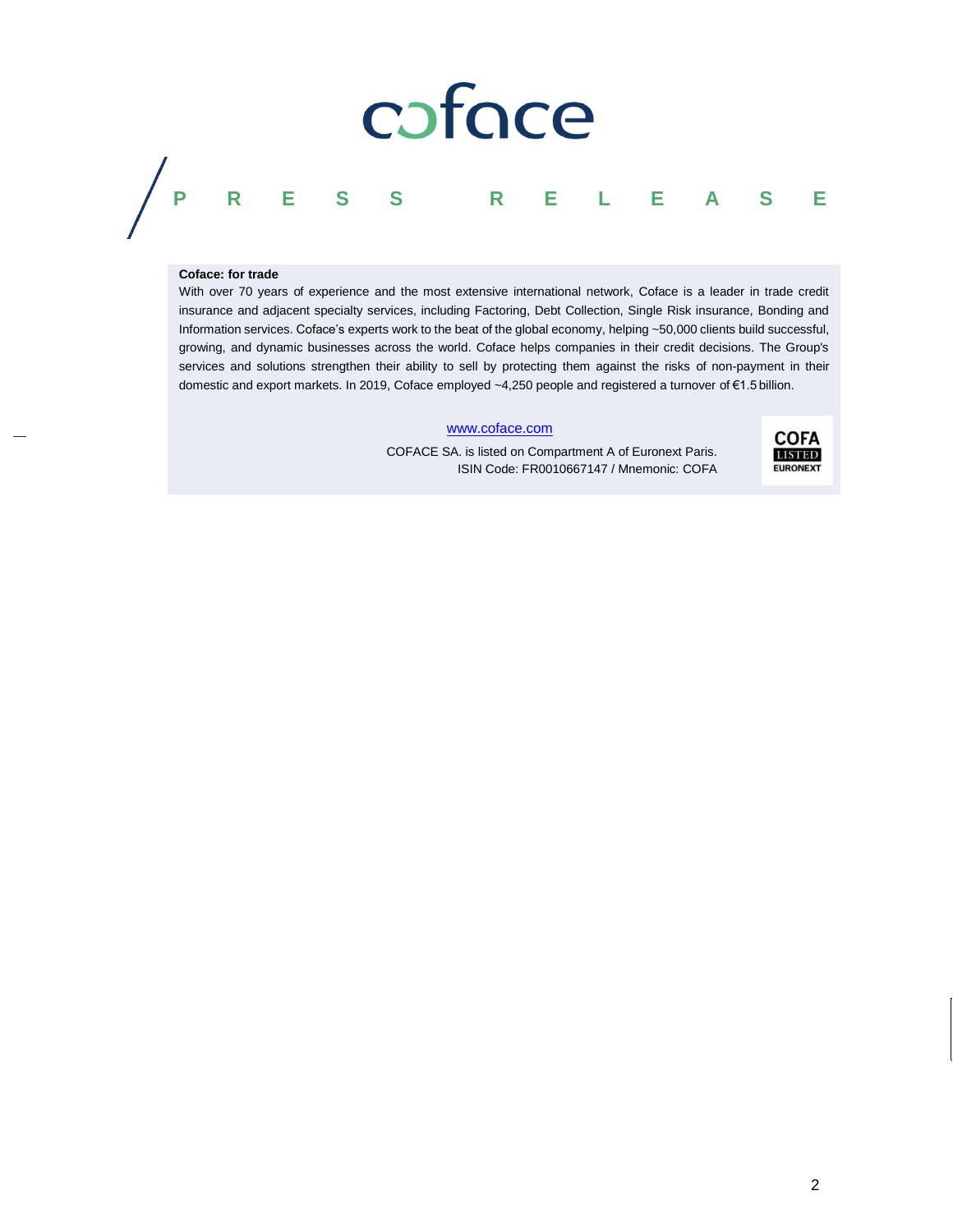**Coface: for trade**

With over 70 years of experience and the most extensive international network, Coface is a leader in trade credit insurance and adjacent specialty services, including Factoring, Debt Collection, Single Risk insurance, Bonding and Information services. Coface's experts work to the beat of the global economy, helping ~50,000 clients build successful, growing, and dynamic businesses across the world. Coface helps companies in their credit decisions. The Group's services and solutions strengthen their ability to sell by protecting them against the risks of non-payment in their domestic and export markets. In 2019, Coface employed ~4,250 people and registered a turnover of €1.5 billion.

www.coface.com

COFACE SA. is listed on Compartment A of Euronext Paris.
ISIN Code: FR0010667147 / Mnemonic: COFA